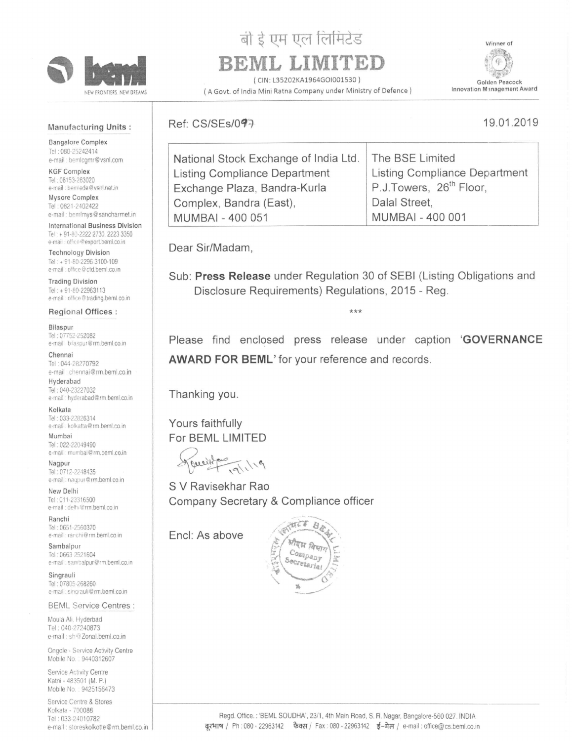बी इ एम एल लिमिटेड

# BEML LIMITED

( CIN: L35202KA1964GOI001530 )

( A Govt. of India Mini Ratna Company under Ministry of Defence )

NEW FRONTIERS. NEW DREAMS

Winner of Golden Peacock Innovation Management Award

**Manufacturing Units :**

Bangalore Complex
Tel : 080-25242414
e-mail : bemlcgmr@vsnl.com

KGF Complex
Tel : 08153-263020
e-mail : bemlede@vsnl.net.in

Mysore Complex
Tel : 0821-2402422
e-mail : bemlmys@sancharmet.in

International Business Division
Tel : + 91-80-2222 2730, 2223 3350
e-mail : office@export.beml.co.in

Technology Division
Tel : + 91-80-2296 3100-109
e-mail : office@ctd.beml.co.in

Trading Division
Tel : + 91-80-22963113
e-mail : office@trading.beml.co.in

**Regional Offices :**

Bilaspur
Tel : 07752-252082
e-mail : bilaspur@rm.beml.co.in

Chennai
Tel : 044-28270792
e-mail : chennai@rm.beml.co.in

Hyderabad
Tel : 040-23227032
e-mail : hyderabad@rm.beml.co.in

Kolkata
Tel : 033-22826314
e-mail : kolkatta@rm.beml.co.in

Mumbai
Tel : 022-22049490
e-mail : mumbai@rm.beml.co.in

Nagpur
Tel : 0712-2248435
e-mail : nagpur@rm.beml.co.in

New Delhi
Tel : 011-23316500
e-mail : delhi@rm.beml.co.in

Ranchi
Tel : 0651-2560370
e-mail : ranchi@rm.beml.co.in

Sambalpur
Tel : 0663-2521604
e-mail : sambalpur@rm.beml.co.in

Singrauli
Tel : 07805-268260
e-mail : singrauli@rm.beml.co.in

**BEML Service Centres :**

Moula Ali, Hyderbad
Tel : 040-27240873
e-mail : sh@Zonal.beml.co.in

Ongole - Service Activity Centre
Mobile No. : 9440312607

Service Activity Centre
Katni - 483501 (M. P.)
Mobile No. : 9425156473

Service Centre & Stores
Kolkata - 700088
Tel : 033-24010782
e-mail : storeskolkotte@rm.beml.co.in

---

Ref: CS/SEs/097

19.01.2019

| National Stock Exchange of India Ltd. | The BSE Limited |
|---|---|
| Listing Compliance Department | Listing Compliance Department |
| Exchange Plaza, Bandra-Kurla | P.J.Towers, 26th Floor, |
| Complex, Bandra (East), | Dalal Street, |
| MUMBAI - 400 051 | MUMBAI - 400 001 |

Dear Sir/Madam,

Sub: **Press Release** under Regulation 30 of SEBI (Listing Obligations and Disclosure Requirements) Regulations, 2015 - Reg.

***

Please find enclosed press release under caption '**GOVERNANCE AWARD FOR BEML**' for your reference and records.

Thanking you.

Yours faithfully
For BEML LIMITED

19/1/19

S V Ravisekhar Rao
Company Secretary & Compliance officer

Encl: As above

Regd. Office.: 'BEML SOUDHA', 23/1, 4th Main Road, S. R. Nagar, Bangalore-560 027. INDIA
दूरभाष / Ph : 080 - 22963142 फैक्स / Fax : 080 - 22963142 ई-मेल / e-mail : office@cs.beml.co.in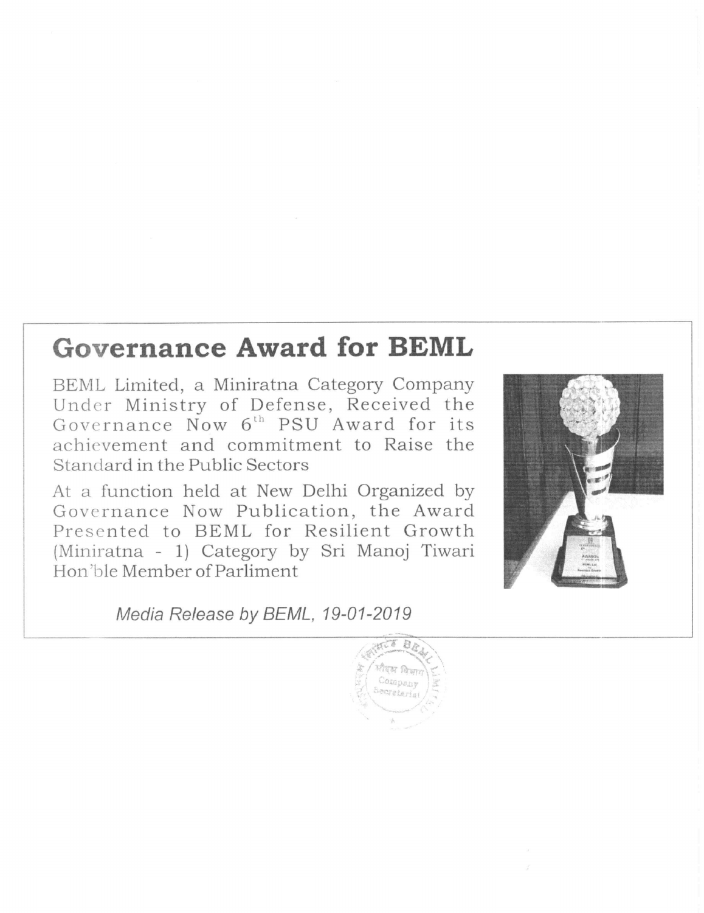# Governance Award for BEML

BEML Limited, a Miniratna Category Company Under Ministry of Defense, Received the Governance Now 6th PSU Award for its achievement and commitment to Raise the Standard in the Public Sectors

At a function held at New Delhi Organized by Governance Now Publication, the Award Presented to BEML for Resilient Growth (Miniratna - 1) Category by Sri Manoj Tiwari Hon'ble Member of Parliment

*Media Release by BEML, 19-01-2019*